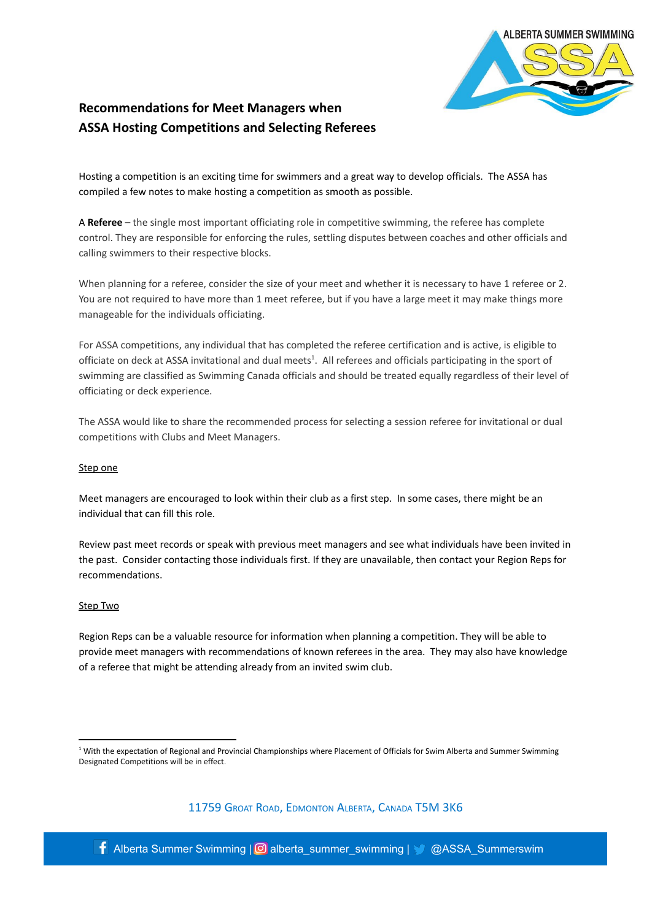# Recommendations for Meet Managers when ASSA Hosting Competitions and Selecting Referees

Hosting a competition is an exciting time for swimmers and a great way to develop officials. The ASSA has compiled a few notes to make hosting a competition as smooth as possible.

A **Referee** – the single most important officiating role in competitive swimming, the referee has complete control. They are responsible for enforcing the rules, settling disputes between coaches and other officials and calling swimmers to their respective blocks.

When planning for a referee, consider the size of your meet and whether it is necessary to have 1 referee or 2. You are not required to have more than 1 meet referee, but if you have a large meet it may make things more manageable for the individuals officiating.

For ASSA competitions, any individual that has completed the referee certification and is active, is eligible to officiate on deck at ASSA invitational and dual meets[1]. All referees and officials participating in the sport of swimming are classified as Swimming Canada officials and should be treated equally regardless of their level of officiating or deck experience.

The ASSA would like to share the recommended process for selecting a session referee for invitational or dual competitions with Clubs and Meet Managers.

Step one

Meet managers are encouraged to look within their club as a first step. In some cases, there might be an individual that can fill this role.

Review past meet records or speak with previous meet managers and see what individuals have been invited in the past. Consider contacting those individuals first. If they are unavailable, then contact your Region Reps for recommendations.

Step Two

Region Reps can be a valuable resource for information when planning a competition. They will be able to provide meet managers with recommendations of known referees in the area. They may also have knowledge of a referee that might be attending already from an invited swim club.

[1] With the expectation of Regional and Provincial Championships where Placement of Officials for Swim Alberta and Summer Swimming Designated Competitions will be in effect.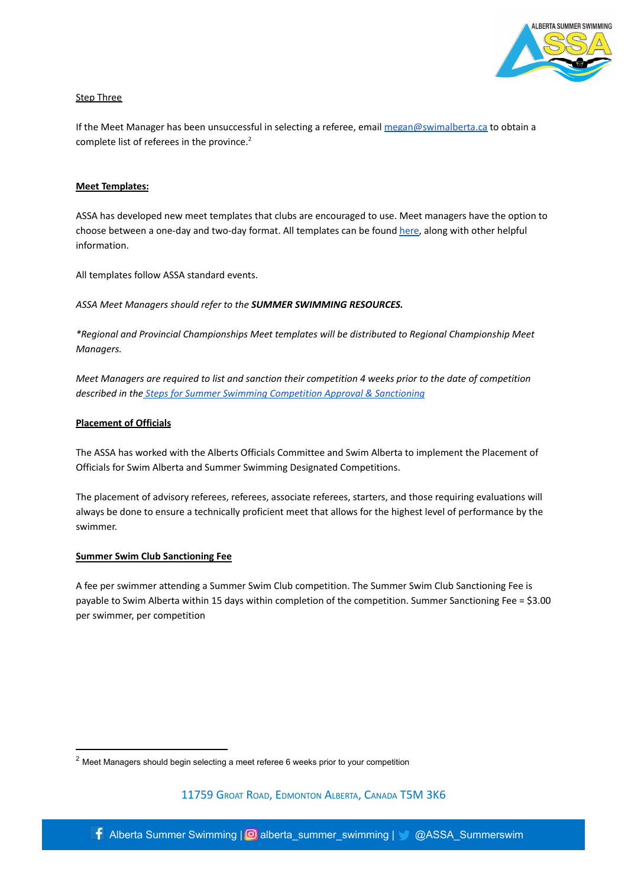<u>Step Three</u>

If the Meet Manager has been unsuccessful in selecting a referee, email megan@swimalberta.ca to obtain a complete list of referees in the province.[2]

**<u>Meet Templates:</u>**

ASSA has developed new meet templates that clubs are encouraged to use. Meet managers have the option to choose between a one-day and two-day format. All templates can be found here, along with other helpful information.

All templates follow ASSA standard events.

*ASSA Meet Managers should refer to the **SUMMER SWIMMING RESOURCES.***

*\*Regional and Provincial Championships Meet templates will be distributed to Regional Championship Meet Managers.*

*Meet Managers are required to list and sanction their competition 4 weeks prior to the date of competition described in the Steps for Summer Swimming Competition Approval & Sanctioning*

**<u>Placement of Officials</u>**

The ASSA has worked with the Alberts Officials Committee and Swim Alberta to implement the Placement of Officials for Swim Alberta and Summer Swimming Designated Competitions.

The placement of advisory referees, referees, associate referees, starters, and those requiring evaluations will always be done to ensure a technically proficient meet that allows for the highest level of performance by the swimmer.

**<u>Summer Swim Club Sanctioning Fee</u>**

A fee per swimmer attending a Summer Swim Club competition. The Summer Swim Club Sanctioning Fee is payable to Swim Alberta within 15 days within completion of the competition. Summer Sanctioning Fee = $3.00 per swimmer, per competition

[2] Meet Managers should begin selecting a meet referee 6 weeks prior to your competition

11759 Groat Road, Edmonton Alberta, Canada T5M 3K6

Alberta Summer Swimming | alberta_summer_swimming | @ASSA_Summerswim